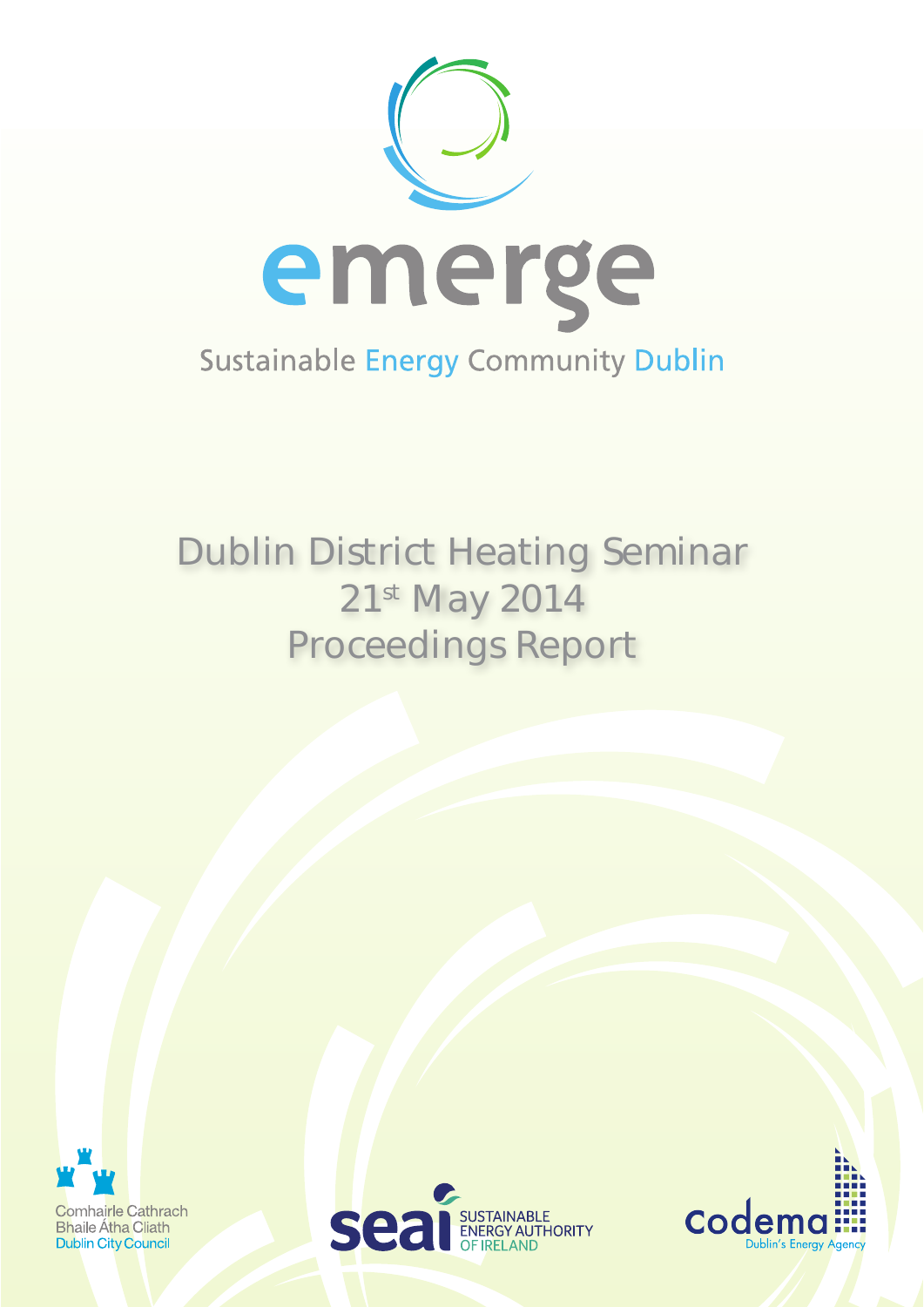# emerge

Sustainable Energy Community Dublin

# Dublin District Heating Seminar
# 21st May 2014
# Proceedings Report

Comhairle Cathrach
Bhaile Átha Cliath
Dublin City Council

seai SUSTAINABLE ENERGY AUTHORITY OF IRELAND

codema
Dublin's Energy Agency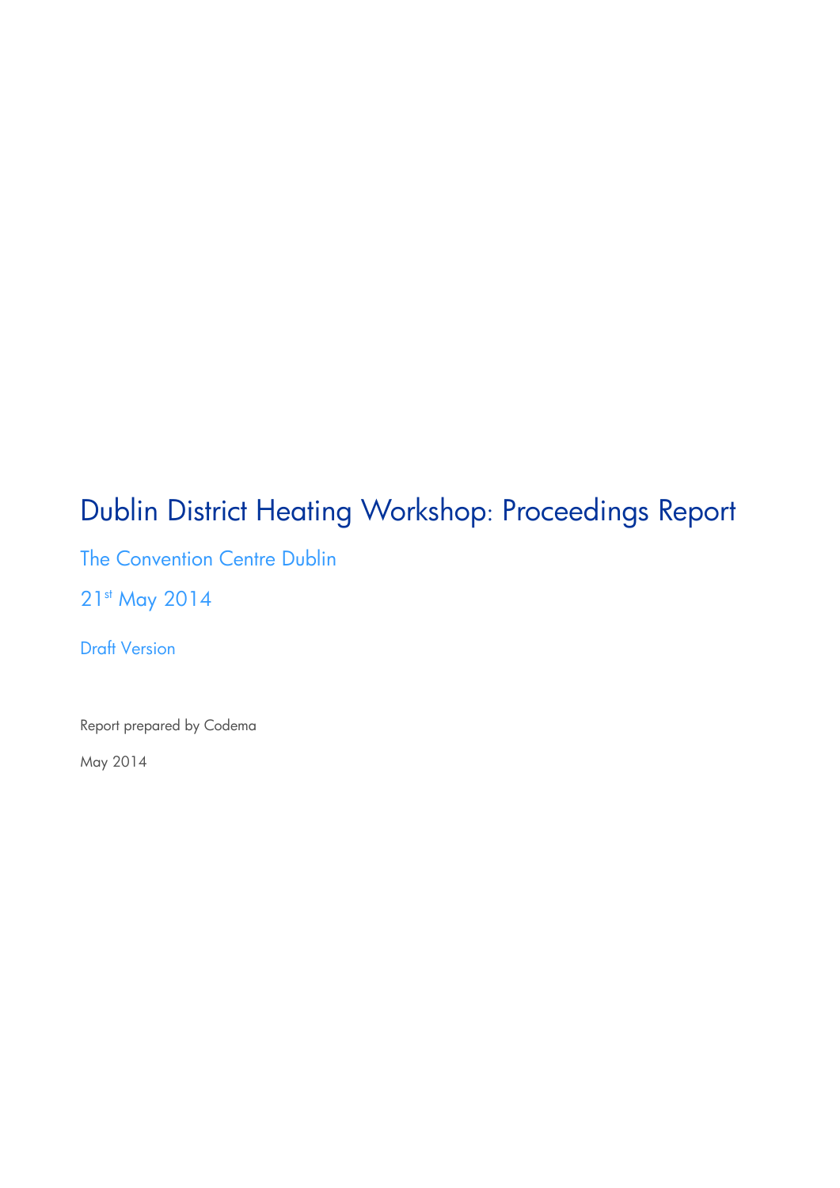# Dublin District Heating Workshop: Proceedings Report

The Convention Centre Dublin

21st May 2014

Draft Version

Report prepared by Codema

May 2014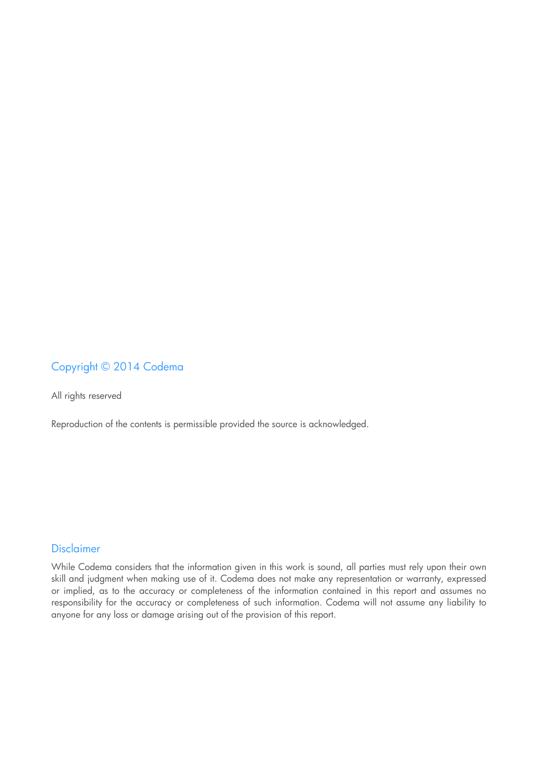## Copyright © 2014 Codema

All rights reserved

Reproduction of the contents is permissible provided the source is acknowledged.

## Disclaimer

While Codema considers that the information given in this work is sound, all parties must rely upon their own skill and judgment when making use of it. Codema does not make any representation or warranty, expressed or implied, as to the accuracy or completeness of the information contained in this report and assumes no responsibility for the accuracy or completeness of such information. Codema will not assume any liability to anyone for any loss or damage arising out of the provision of this report.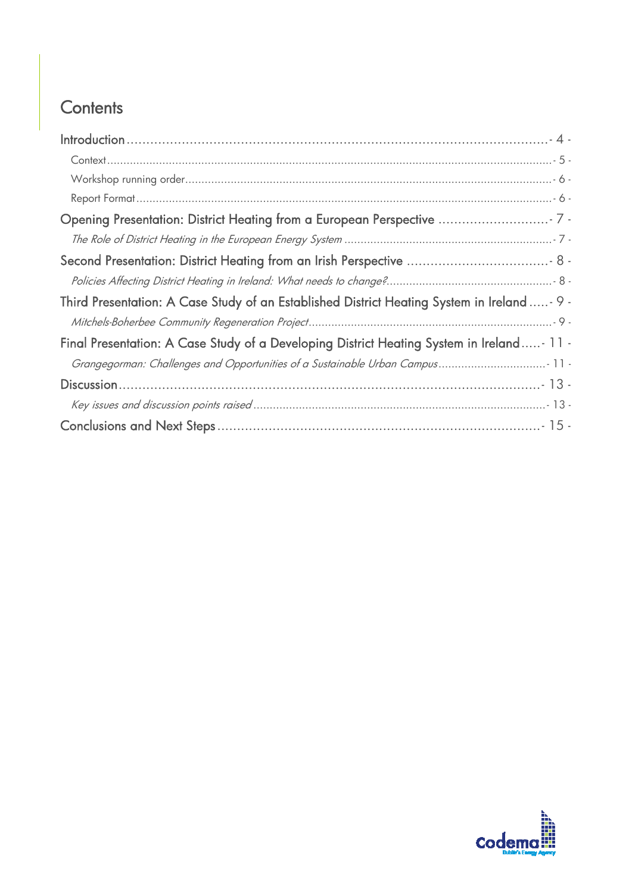# Contents

Introduction - 4 -

Context - 5 -

Workshop running order - 6 -

Report Format - 6 -

Opening Presentation: District Heating from a European Perspective - 7 -

*The Role of District Heating in the European Energy System* - 7 -

Second Presentation: District Heating from an Irish Perspective - 8 -

*Policies Affecting District Heating in Ireland: What needs to change?* - 8 -

Third Presentation: A Case Study of an Established District Heating System in Ireland - 9 -

*Mitchels-Boherbee Community Regeneration Project* - 9 -

Final Presentation: A Case Study of a Developing District Heating System in Ireland - 11 -

*Grangegorman: Challenges and Opportunities of a Sustainable Urban Campus* - 11 -

Discussion - 13 -

*Key issues and discussion points raised* - 13 -

Conclusions and Next Steps - 15 -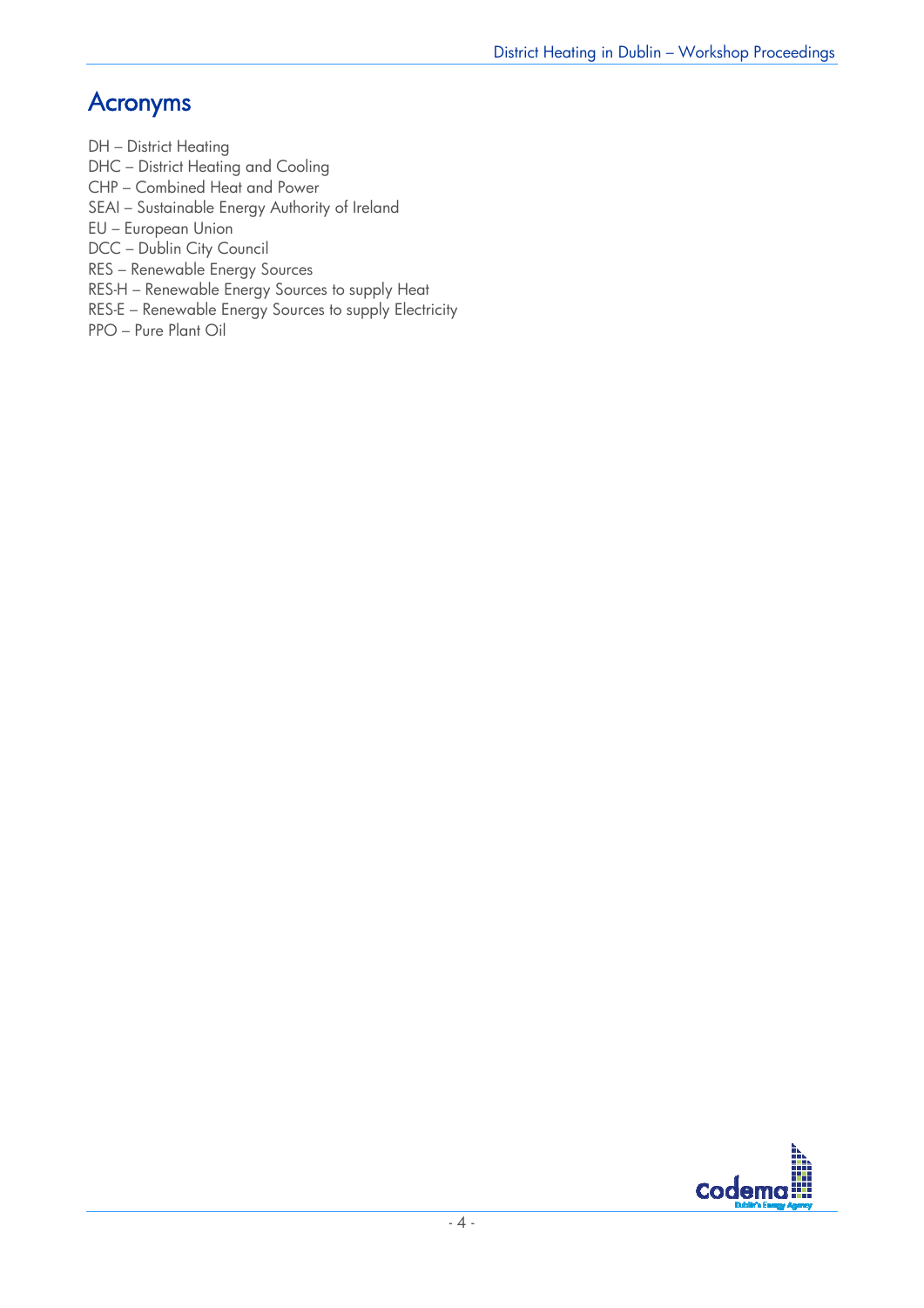## Acronyms

DH – District Heating
DHC – District Heating and Cooling
CHP – Combined Heat and Power
SEAI – Sustainable Energy Authority of Ireland
EU – European Union
DCC – Dublin City Council
RES – Renewable Energy Sources
RES-H – Renewable Energy Sources to supply Heat
RES-E – Renewable Energy Sources to supply Electricity
PPO – Pure Plant Oil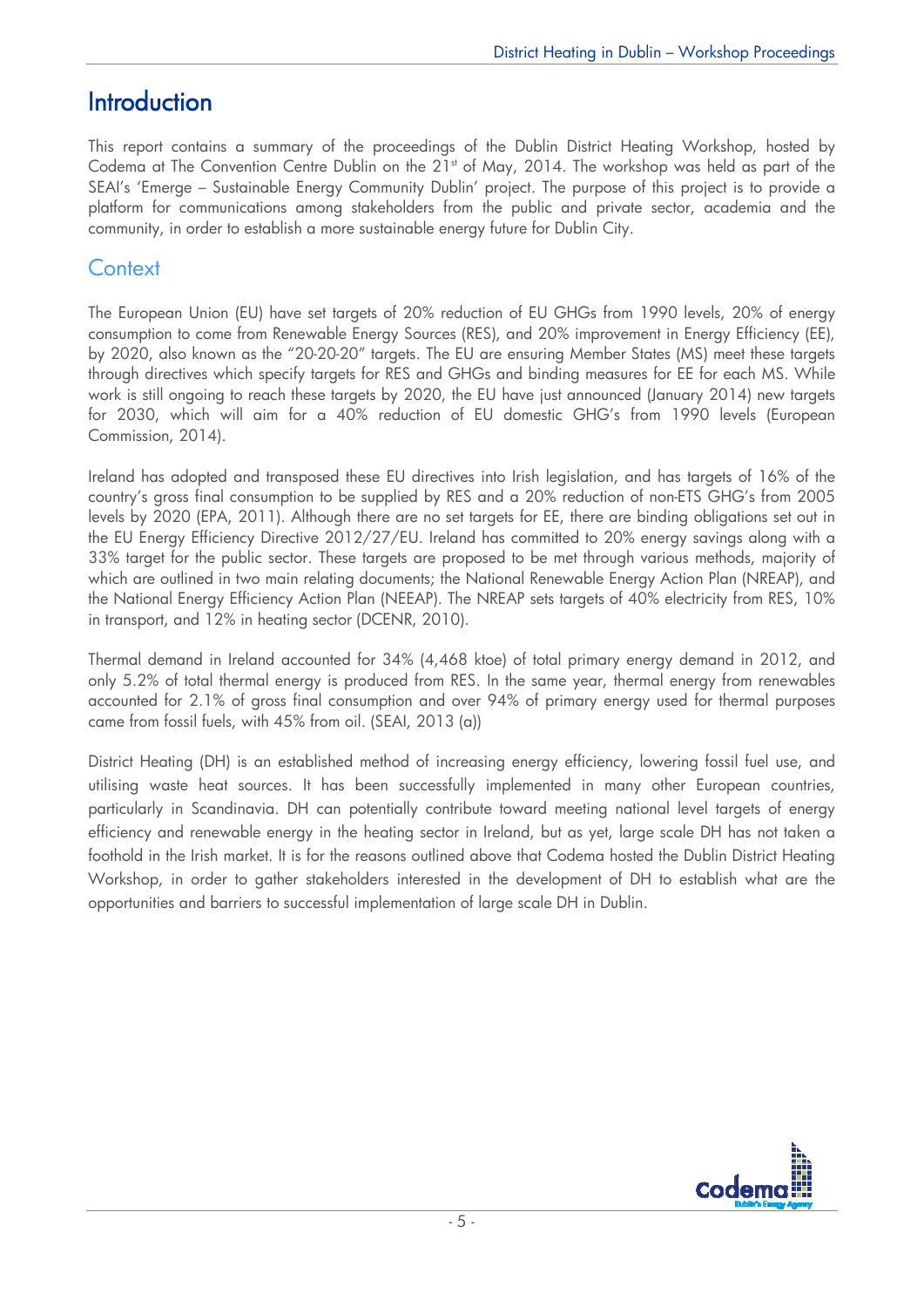# Introduction

This report contains a summary of the proceedings of the Dublin District Heating Workshop, hosted by Codema at The Convention Centre Dublin on the 21st of May, 2014. The workshop was held as part of the SEAI's 'Emerge – Sustainable Energy Community Dublin' project. The purpose of this project is to provide a platform for communications among stakeholders from the public and private sector, academia and the community, in order to establish a more sustainable energy future for Dublin City.

## Context

The European Union (EU) have set targets of 20% reduction of EU GHGs from 1990 levels, 20% of energy consumption to come from Renewable Energy Sources (RES), and 20% improvement in Energy Efficiency (EE), by 2020, also known as the "20-20-20" targets. The EU are ensuring Member States (MS) meet these targets through directives which specify targets for RES and GHGs and binding measures for EE for each MS. While work is still ongoing to reach these targets by 2020, the EU have just announced (January 2014) new targets for 2030, which will aim for a 40% reduction of EU domestic GHG's from 1990 levels (European Commission, 2014).

Ireland has adopted and transposed these EU directives into Irish legislation, and has targets of 16% of the country's gross final consumption to be supplied by RES and a 20% reduction of non-ETS GHG's from 2005 levels by 2020 (EPA, 2011). Although there are no set targets for EE, there are binding obligations set out in the EU Energy Efficiency Directive 2012/27/EU. Ireland has committed to 20% energy savings along with a 33% target for the public sector. These targets are proposed to be met through various methods, majority of which are outlined in two main relating documents; the National Renewable Energy Action Plan (NREAP), and the National Energy Efficiency Action Plan (NEEAP). The NREAP sets targets of 40% electricity from RES, 10% in transport, and 12% in heating sector (DCENR, 2010).

Thermal demand in Ireland accounted for 34% (4,468 ktoe) of total primary energy demand in 2012, and only 5.2% of total thermal energy is produced from RES. In the same year, thermal energy from renewables accounted for 2.1% of gross final consumption and over 94% of primary energy used for thermal purposes came from fossil fuels, with 45% from oil. (SEAI, 2013 (a))

District Heating (DH) is an established method of increasing energy efficiency, lowering fossil fuel use, and utilising waste heat sources. It has been successfully implemented in many other European countries, particularly in Scandinavia. DH can potentially contribute toward meeting national level targets of energy efficiency and renewable energy in the heating sector in Ireland, but as yet, large scale DH has not taken a foothold in the Irish market. It is for the reasons outlined above that Codema hosted the Dublin District Heating Workshop, in order to gather stakeholders interested in the development of DH to establish what are the opportunities and barriers to successful implementation of large scale DH in Dublin.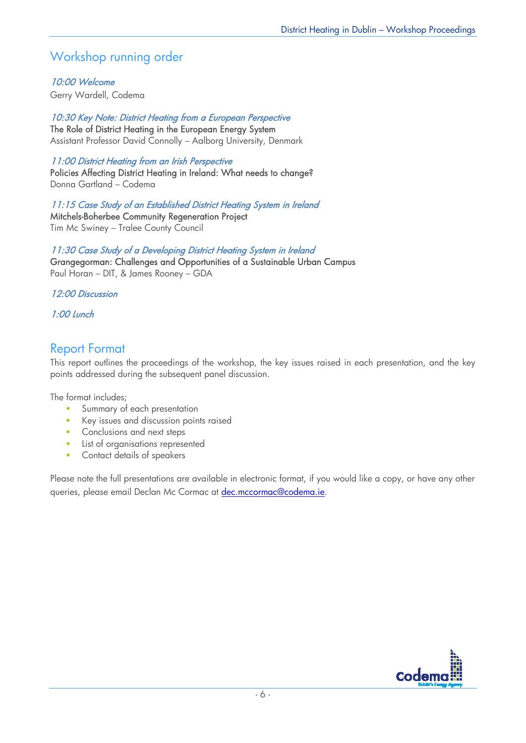## Workshop running order

*10:00 Welcome*

Gerry Wardell, Codema

*10:30 Key Note: District Heating from a European Perspective*

The Role of District Heating in the European Energy System

Assistant Professor David Connolly – Aalborg University, Denmark

*11:00 District Heating from an Irish Perspective*

Policies Affecting District Heating in Ireland: What needs to change?

Donna Gartland – Codema

*11:15 Case Study of an Established District Heating System in Ireland*

Mitchels-Boherbee Community Regeneration Project

Tim Mc Swiney – Tralee County Council

*11:30 Case Study of a Developing District Heating System in Ireland*

Grangegorman: Challenges and Opportunities of a Sustainable Urban Campus

Paul Horan – DIT, & James Rooney – GDA

*12:00 Discussion*

*1:00 Lunch*

## Report Format

This report outlines the proceedings of the workshop, the key issues raised in each presentation, and the key points addressed during the subsequent panel discussion.

The format includes;

- Summary of each presentation
- Key issues and discussion points raised
- Conclusions and next steps
- List of organisations represented
- Contact details of speakers

Please note the full presentations are available in electronic format, if you would like a copy, or have any other queries, please email Declan Mc Cormac at dec.mccormac@codema.ie.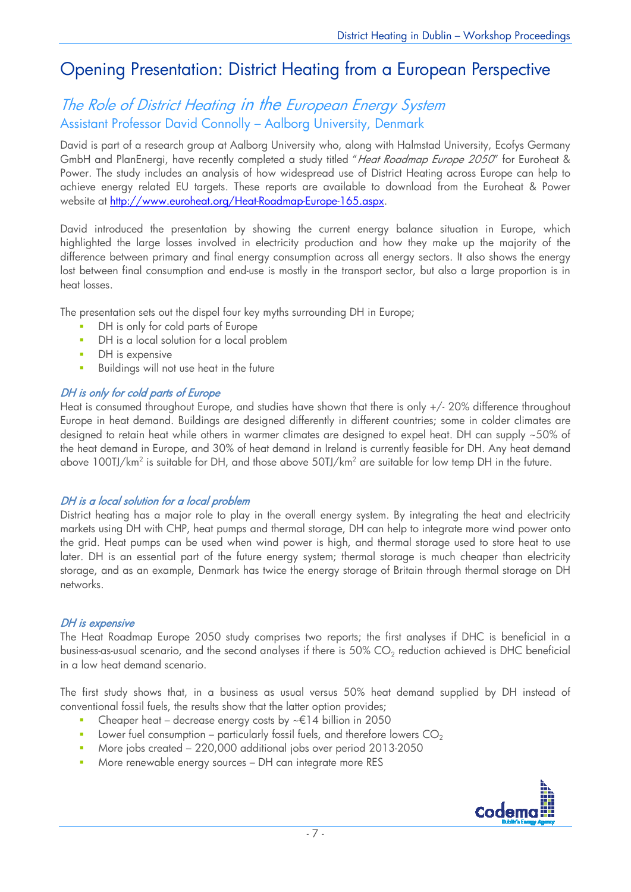# Opening Presentation: District Heating from a European Perspective

## *The Role of District Heating in the European Energy System*

### Assistant Professor David Connolly – Aalborg University, Denmark

David is part of a research group at Aalborg University who, along with Halmstad University, Ecofys Germany GmbH and PlanEnergi, have recently completed a study titled "*Heat Roadmap Europe 2050*" for Euroheat & Power. The study includes an analysis of how widespread use of District Heating across Europe can help to achieve energy related EU targets. These reports are available to download from the Euroheat & Power website at http://www.euroheat.org/Heat-Roadmap-Europe-165.aspx.

David introduced the presentation by showing the current energy balance situation in Europe, which highlighted the large losses involved in electricity production and how they make up the majority of the difference between primary and final energy consumption across all energy sectors. It also shows the energy lost between final consumption and end-use is mostly in the transport sector, but also a large proportion is in heat losses.

The presentation sets out the dispel four key myths surrounding DH in Europe;

- DH is only for cold parts of Europe
- DH is a local solution for a local problem
- DH is expensive
- Buildings will not use heat in the future

#### *DH is only for cold parts of Europe*

Heat is consumed throughout Europe, and studies have shown that there is only +/- 20% difference throughout Europe in heat demand. Buildings are designed differently in different countries; some in colder climates are designed to retain heat while others in warmer climates are designed to expel heat. DH can supply ~50% of the heat demand in Europe, and 30% of heat demand in Ireland is currently feasible for DH. Any heat demand above 100TJ/km$^2$ is suitable for DH, and those above 50TJ/km$^2$ are suitable for low temp DH in the future.

#### *DH is a local solution for a local problem*

District heating has a major role to play in the overall energy system. By integrating the heat and electricity markets using DH with CHP, heat pumps and thermal storage, DH can help to integrate more wind power onto the grid. Heat pumps can be used when wind power is high, and thermal storage used to store heat to use later. DH is an essential part of the future energy system; thermal storage is much cheaper than electricity storage, and as an example, Denmark has twice the energy storage of Britain through thermal storage on DH networks.

#### *DH is expensive*

The Heat Roadmap Europe 2050 study comprises two reports; the first analyses if DHC is beneficial in a business-as-usual scenario, and the second analyses if there is 50% $CO_2$ reduction achieved is DHC beneficial in a low heat demand scenario.

The first study shows that, in a business as usual versus 50% heat demand supplied by DH instead of conventional fossil fuels, the results show that the latter option provides;

- Cheaper heat – decrease energy costs by ~€14 billion in 2050
- Lower fuel consumption – particularly fossil fuels, and therefore lowers $CO_2$
- More jobs created – 220,000 additional jobs over period 2013-2050
- More renewable energy sources – DH can integrate more RES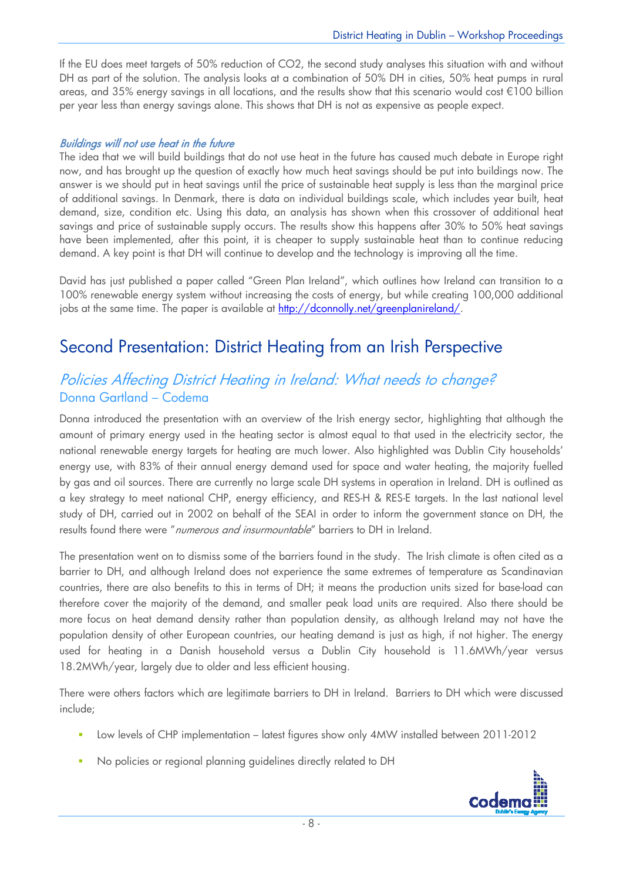If the EU does meet targets of 50% reduction of $CO_2$, the second study analyses this situation with and without DH as part of the solution. The analysis looks at a combination of 50% DH in cities, 50% heat pumps in rural areas, and 35% energy savings in all locations, and the results show that this scenario would cost €100 billion per year less than energy savings alone. This shows that DH is not as expensive as people expect.

### *Buildings will not use heat in the future*

The idea that we will build buildings that do not use heat in the future has caused much debate in Europe right now, and has brought up the question of exactly how much heat savings should be put into buildings now. The answer is we should put in heat savings until the price of sustainable heat supply is less than the marginal price of additional savings. In Denmark, there is data on individual buildings scale, which includes year built, heat demand, size, condition etc. Using this data, an analysis has shown when this crossover of additional heat savings and price of sustainable supply occurs. The results show this happens after 30% to 50% heat savings have been implemented, after this point, it is cheaper to supply sustainable heat than to continue reducing demand. A key point is that DH will continue to develop and the technology is improving all the time.

David has just published a paper called "Green Plan Ireland", which outlines how Ireland can transition to a 100% renewable energy system without increasing the costs of energy, but while creating 100,000 additional jobs at the same time. The paper is available at http://dconnolly.net/greenplanireland/.

# Second Presentation: District Heating from an Irish Perspective

## *Policies Affecting District Heating in Ireland: What needs to change?*

### Donna Gartland – Codema

Donna introduced the presentation with an overview of the Irish energy sector, highlighting that although the amount of primary energy used in the heating sector is almost equal to that used in the electricity sector, the national renewable energy targets for heating are much lower. Also highlighted was Dublin City households' energy use, with 83% of their annual energy demand used for space and water heating, the majority fuelled by gas and oil sources. There are currently no large scale DH systems in operation in Ireland. DH is outlined as a key strategy to meet national CHP, energy efficiency, and RES-H & RES-E targets. In the last national level study of DH, carried out in 2002 on behalf of the SEAI in order to inform the government stance on DH, the results found there were "*numerous and insurmountable*" barriers to DH in Ireland.

The presentation went on to dismiss some of the barriers found in the study. The Irish climate is often cited as a barrier to DH, and although Ireland does not experience the same extremes of temperature as Scandinavian countries, there are also benefits to this in terms of DH; it means the production units sized for base-load can therefore cover the majority of the demand, and smaller peak load units are required. Also there should be more focus on heat demand density rather than population density, as although Ireland may not have the population density of other European countries, our heating demand is just as high, if not higher. The energy used for heating in a Danish household versus a Dublin City household is 11.6MWh/year versus 18.2MWh/year, largely due to older and less efficient housing.

There were others factors which are legitimate barriers to DH in Ireland. Barriers to DH which were discussed include;

- Low levels of CHP implementation – latest figures show only 4MW installed between 2011-2012
- No policies or regional planning guidelines directly related to DH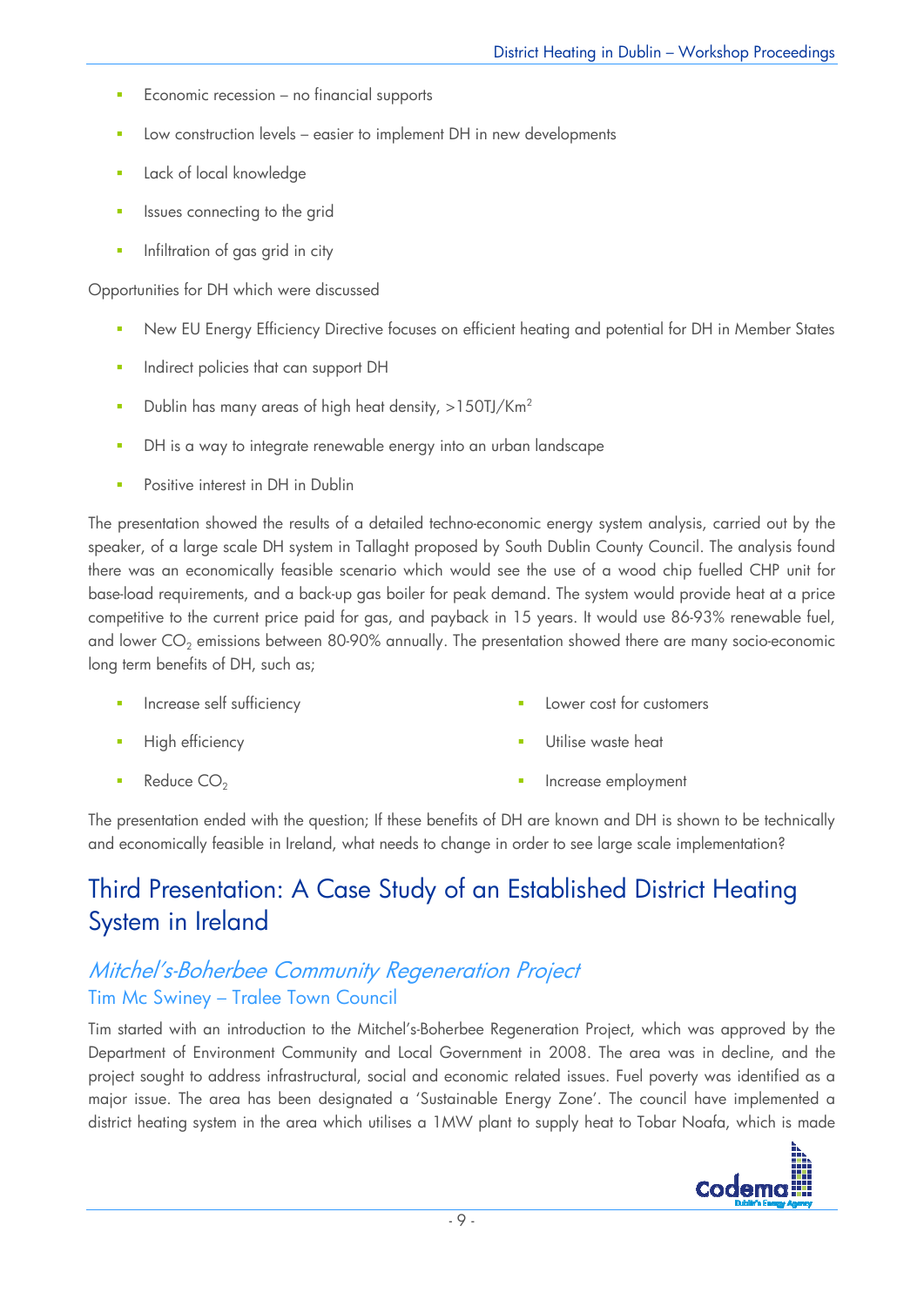- Economic recession – no financial supports
- Low construction levels – easier to implement DH in new developments
- Lack of local knowledge
- Issues connecting to the grid
- Infiltration of gas grid in city

Opportunities for DH which were discussed

- New EU Energy Efficiency Directive focuses on efficient heating and potential for DH in Member States
- Indirect policies that can support DH
- Dublin has many areas of high heat density, >150TJ/Km$^2$
- DH is a way to integrate renewable energy into an urban landscape
- Positive interest in DH in Dublin

The presentation showed the results of a detailed techno-economic energy system analysis, carried out by the speaker, of a large scale DH system in Tallaght proposed by South Dublin County Council. The analysis found there was an economically feasible scenario which would see the use of a wood chip fuelled CHP unit for base-load requirements, and a back-up gas boiler for peak demand. The system would provide heat at a price competitive to the current price paid for gas, and payback in 15 years. It would use 86-93% renewable fuel, and lower $CO_2$ emissions between 80-90% annually. The presentation showed there are many socio-economic long term benefits of DH, such as;

- Increase self sufficiency
- High efficiency
- Reduce $CO_2$
- Lower cost for customers
- Utilise waste heat
- Increase employment

The presentation ended with the question; If these benefits of DH are known and DH is shown to be technically and economically feasible in Ireland, what needs to change in order to see large scale implementation?

# Third Presentation: A Case Study of an Established District Heating System in Ireland

## *Mitchel's-Boherbee Community Regeneration Project*

### Tim Mc Swiney – Tralee Town Council

Tim started with an introduction to the Mitchel's-Boherbee Regeneration Project, which was approved by the Department of Environment Community and Local Government in 2008. The area was in decline, and the project sought to address infrastructural, social and economic related issues. Fuel poverty was identified as a major issue. The area has been designated a 'Sustainable Energy Zone'. The council have implemented a district heating system in the area which utilises a 1MW plant to supply heat to Tobar Noafa, which is made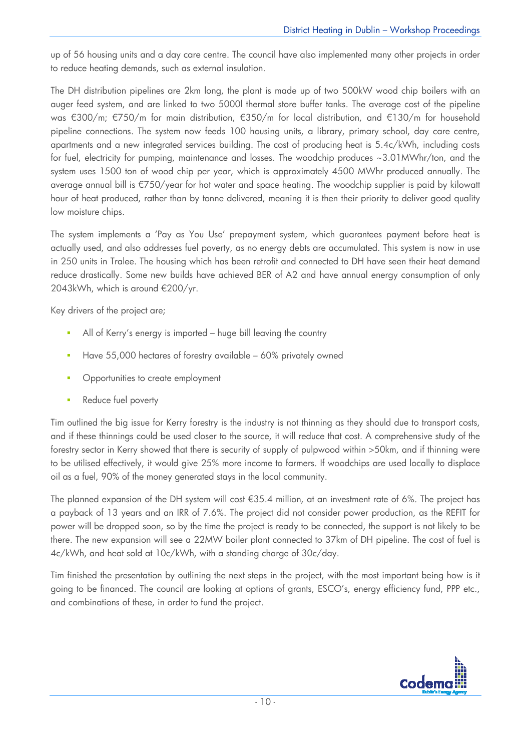up of 56 housing units and a day care centre. The council have also implemented many other projects in order to reduce heating demands, such as external insulation.

The DH distribution pipelines are 2km long, the plant is made up of two 500kW wood chip boilers with an auger feed system, and are linked to two 5000l thermal store buffer tanks. The average cost of the pipeline was €300/m; €750/m for main distribution, €350/m for local distribution, and €130/m for household pipeline connections. The system now feeds 100 housing units, a library, primary school, day care centre, apartments and a new integrated services building. The cost of producing heat is 5.4c/kWh, including costs for fuel, electricity for pumping, maintenance and losses. The woodchip produces ~3.01MWhr/ton, and the system uses 1500 ton of wood chip per year, which is approximately 4500 MWhr produced annually. The average annual bill is €750/year for hot water and space heating. The woodchip supplier is paid by kilowatt hour of heat produced, rather than by tonne delivered, meaning it is then their priority to deliver good quality low moisture chips.

The system implements a 'Pay as You Use' prepayment system, which guarantees payment before heat is actually used, and also addresses fuel poverty, as no energy debts are accumulated. This system is now in use in 250 units in Tralee. The housing which has been retrofit and connected to DH have seen their heat demand reduce drastically. Some new builds have achieved BER of A2 and have annual energy consumption of only 2043kWh, which is around €200/yr.

Key drivers of the project are;

- All of Kerry's energy is imported – huge bill leaving the country
- Have 55,000 hectares of forestry available – 60% privately owned
- Opportunities to create employment
- Reduce fuel poverty

Tim outlined the big issue for Kerry forestry is the industry is not thinning as they should due to transport costs, and if these thinnings could be used closer to the source, it will reduce that cost. A comprehensive study of the forestry sector in Kerry showed that there is security of supply of pulpwood within >50km, and if thinning were to be utilised effectively, it would give 25% more income to farmers. If woodchips are used locally to displace oil as a fuel, 90% of the money generated stays in the local community.

The planned expansion of the DH system will cost €35.4 million, at an investment rate of 6%. The project has a payback of 13 years and an IRR of 7.6%. The project did not consider power production, as the REFIT for power will be dropped soon, so by the time the project is ready to be connected, the support is not likely to be there. The new expansion will see a 22MW boiler plant connected to 37km of DH pipeline. The cost of fuel is 4c/kWh, and heat sold at 10c/kWh, with a standing charge of 30c/day.

Tim finished the presentation by outlining the next steps in the project, with the most important being how is it going to be financed. The council are looking at options of grants, ESCO's, energy efficiency fund, PPP etc., and combinations of these, in order to fund the project.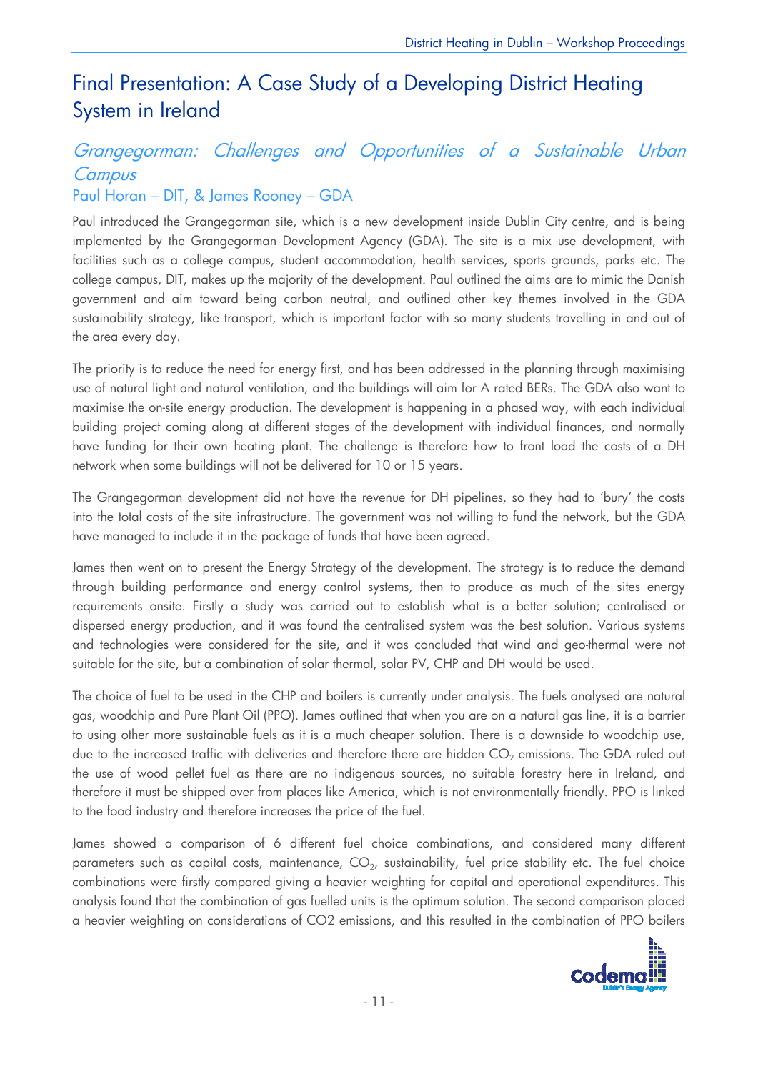# Final Presentation: A Case Study of a Developing District Heating System in Ireland

## *Grangegorman: Challenges and Opportunities of a Sustainable Urban Campus*

### Paul Horan – DIT, & James Rooney – GDA

Paul introduced the Grangegorman site, which is a new development inside Dublin City centre, and is being implemented by the Grangegorman Development Agency (GDA). The site is a mix use development, with facilities such as a college campus, student accommodation, health services, sports grounds, parks etc. The college campus, DIT, makes up the majority of the development. Paul outlined the aims are to mimic the Danish government and aim toward being carbon neutral, and outlined other key themes involved in the GDA sustainability strategy, like transport, which is important factor with so many students travelling in and out of the area every day.

The priority is to reduce the need for energy first, and has been addressed in the planning through maximising use of natural light and natural ventilation, and the buildings will aim for A rated BERs. The GDA also want to maximise the on-site energy production. The development is happening in a phased way, with each individual building project coming along at different stages of the development with individual finances, and normally have funding for their own heating plant. The challenge is therefore how to front load the costs of a DH network when some buildings will not be delivered for 10 or 15 years.

The Grangegorman development did not have the revenue for DH pipelines, so they had to 'bury' the costs into the total costs of the site infrastructure. The government was not willing to fund the network, but the GDA have managed to include it in the package of funds that have been agreed.

James then went on to present the Energy Strategy of the development. The strategy is to reduce the demand through building performance and energy control systems, then to produce as much of the sites energy requirements onsite. Firstly a study was carried out to establish what is a better solution; centralised or dispersed energy production, and it was found the centralised system was the best solution. Various systems and technologies were considered for the site, and it was concluded that wind and geo-thermal were not suitable for the site, but a combination of solar thermal, solar PV, CHP and DH would be used.

The choice of fuel to be used in the CHP and boilers is currently under analysis. The fuels analysed are natural gas, woodchip and Pure Plant Oil (PPO). James outlined that when you are on a natural gas line, it is a barrier to using other more sustainable fuels as it is a much cheaper solution. There is a downside to woodchip use, due to the increased traffic with deliveries and therefore there are hidden $CO_2$ emissions. The GDA ruled out the use of wood pellet fuel as there are no indigenous sources, no suitable forestry here in Ireland, and therefore it must be shipped over from places like America, which is not environmentally friendly. PPO is linked to the food industry and therefore increases the price of the fuel.

James showed a comparison of 6 different fuel choice combinations, and considered many different parameters such as capital costs, maintenance, $CO_2$, sustainability, fuel price stability etc. The fuel choice combinations were firstly compared giving a heavier weighting for capital and operational expenditures. This analysis found that the combination of gas fuelled units is the optimum solution. The second comparison placed a heavier weighting on considerations of CO2 emissions, and this resulted in the combination of PPO boilers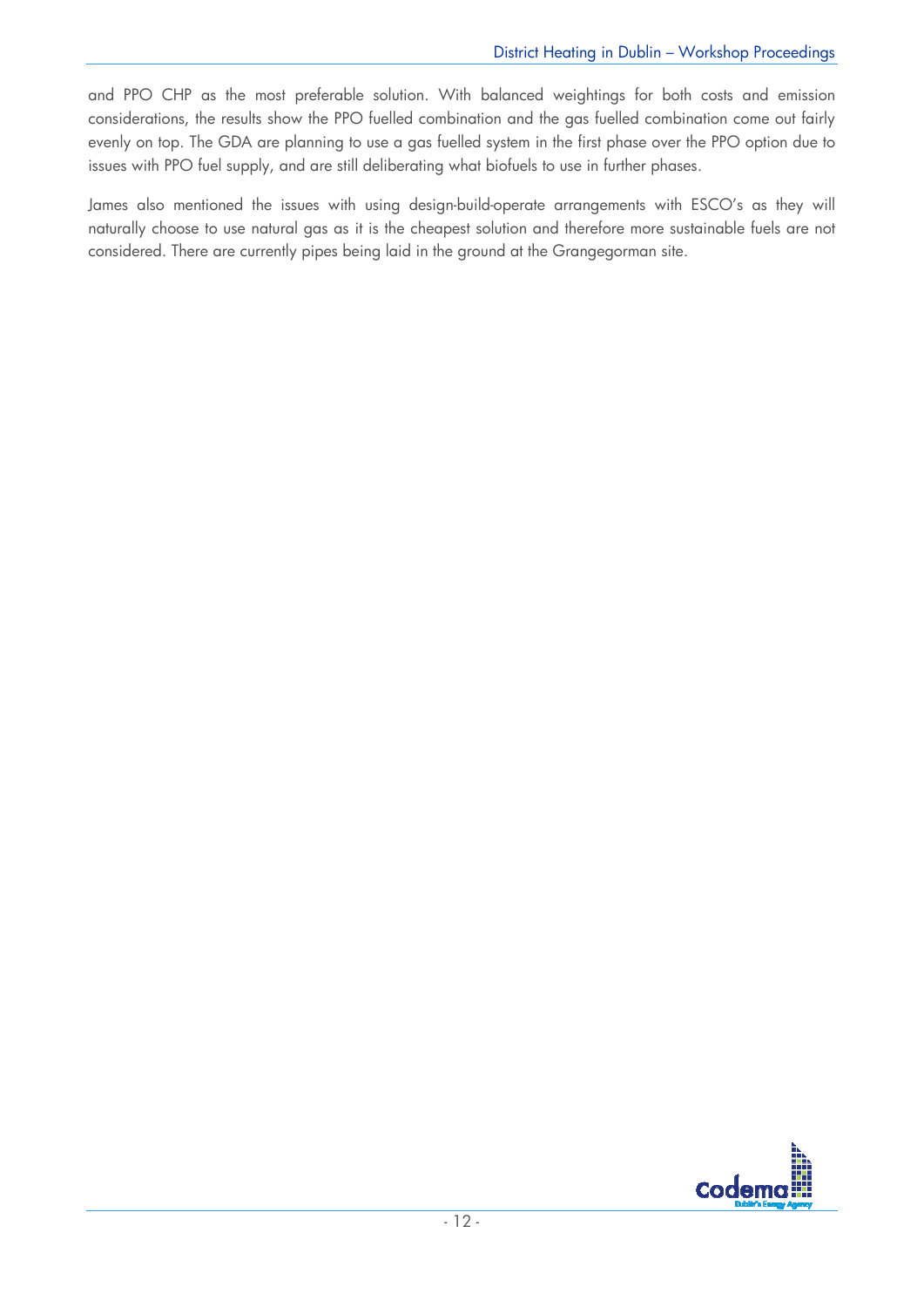and PPO CHP as the most preferable solution. With balanced weightings for both costs and emission considerations, the results show the PPO fuelled combination and the gas fuelled combination come out fairly evenly on top. The GDA are planning to use a gas fuelled system in the first phase over the PPO option due to issues with PPO fuel supply, and are still deliberating what biofuels to use in further phases.

James also mentioned the issues with using design-build-operate arrangements with ESCO's as they will naturally choose to use natural gas as it is the cheapest solution and therefore more sustainable fuels are not considered. There are currently pipes being laid in the ground at the Grangegorman site.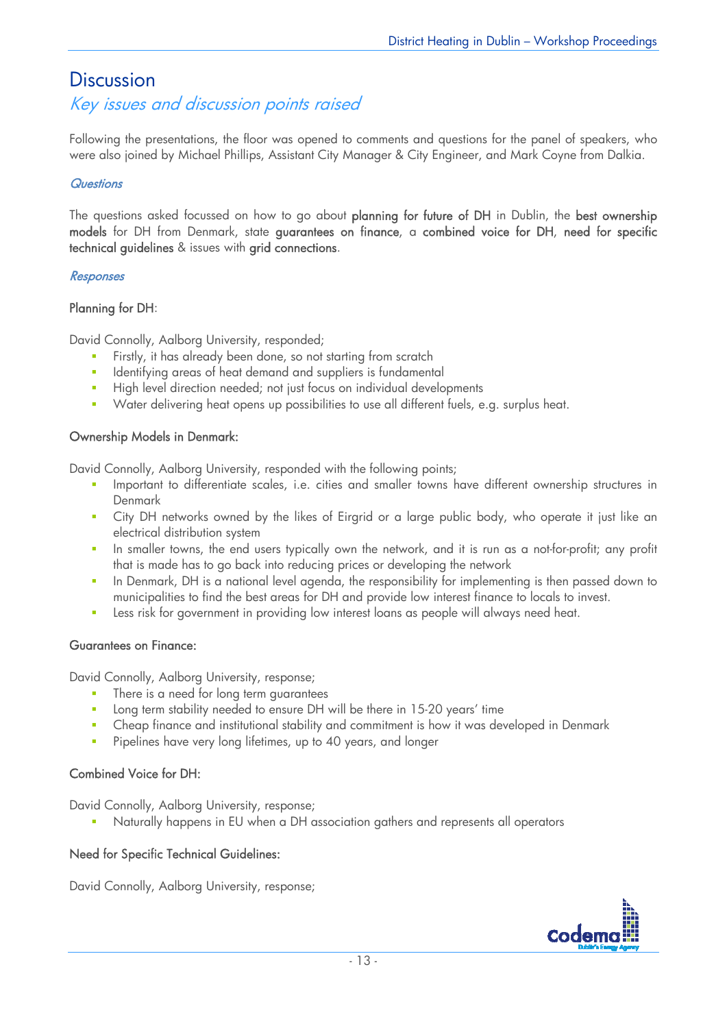# Discussion

## *Key issues and discussion points raised*

Following the presentations, the floor was opened to comments and questions for the panel of speakers, who were also joined by Michael Phillips, Assistant City Manager & City Engineer, and Mark Coyne from Dalkia.

### *Questions*

The questions asked focussed on how to go about **planning for future of DH** in Dublin, the **best ownership models** for DH from Denmark, state **guarantees on finance**, a **combined voice for DH**, **need for specific technical guidelines** & issues with **grid connections**.

### *Responses*

**Planning for DH**:

David Connolly, Aalborg University, responded;

- Firstly, it has already been done, so not starting from scratch
- Identifying areas of heat demand and suppliers is fundamental
- High level direction needed; not just focus on individual developments
- Water delivering heat opens up possibilities to use all different fuels, e.g. surplus heat.

**Ownership Models in Denmark:**

David Connolly, Aalborg University, responded with the following points;

- Important to differentiate scales, i.e. cities and smaller towns have different ownership structures in Denmark
- City DH networks owned by the likes of Eirgrid or a large public body, who operate it just like an electrical distribution system
- In smaller towns, the end users typically own the network, and it is run as a not-for-profit; any profit that is made has to go back into reducing prices or developing the network
- In Denmark, DH is a national level agenda, the responsibility for implementing is then passed down to municipalities to find the best areas for DH and provide low interest finance to locals to invest.
- Less risk for government in providing low interest loans as people will always need heat.

**Guarantees on Finance:**

David Connolly, Aalborg University, response;

- There is a need for long term guarantees
- Long term stability needed to ensure DH will be there in 15-20 years' time
- Cheap finance and institutional stability and commitment is how it was developed in Denmark
- Pipelines have very long lifetimes, up to 40 years, and longer

**Combined Voice for DH:**

David Connolly, Aalborg University, response;

- Naturally happens in EU when a DH association gathers and represents all operators

**Need for Specific Technical Guidelines:**

David Connolly, Aalborg University, response;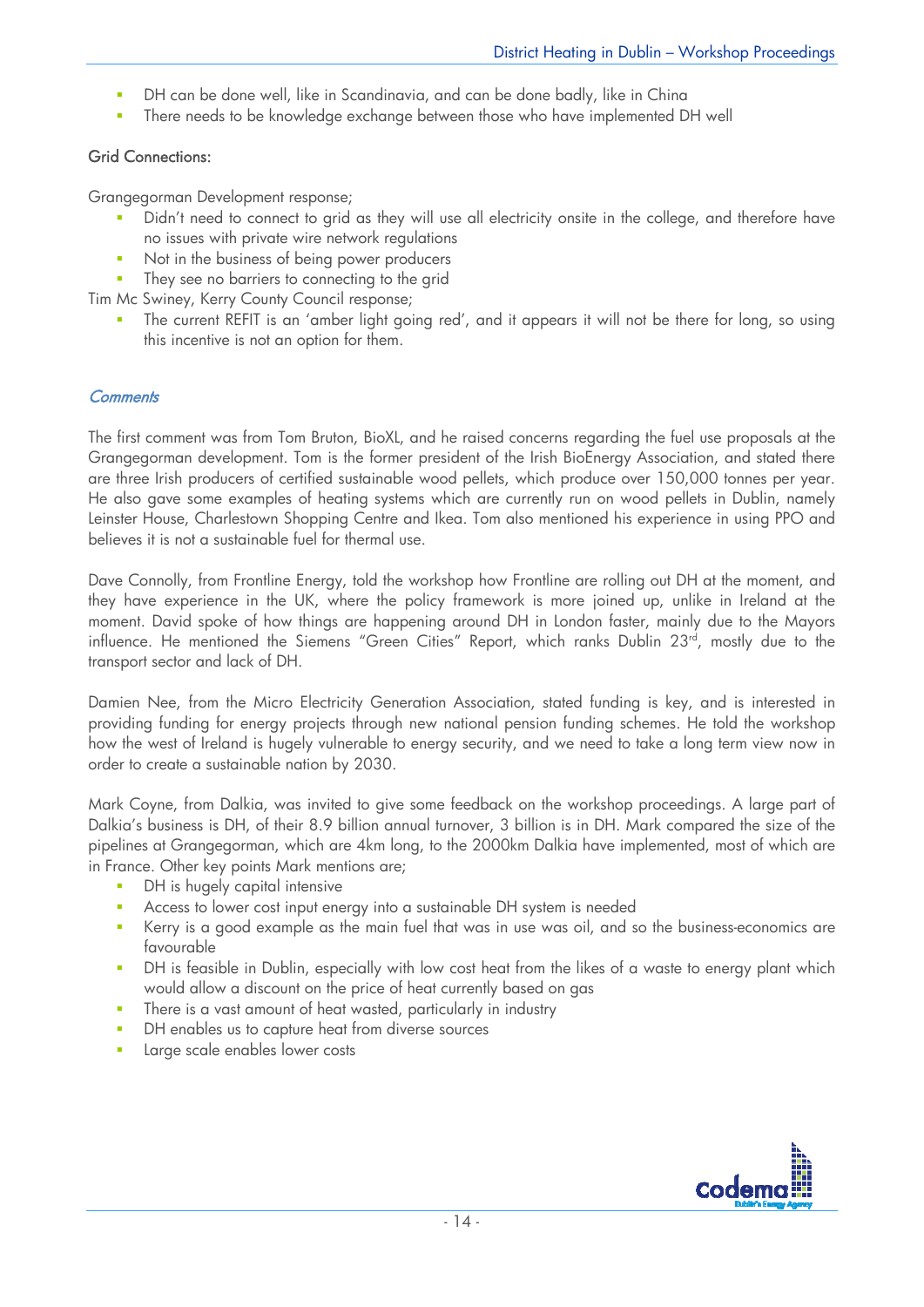- DH can be done well, like in Scandinavia, and can be done badly, like in China
- There needs to be knowledge exchange between those who have implemented DH well

Grid Connections:

Grangegorman Development response;

- Didn't need to connect to grid as they will use all electricity onsite in the college, and therefore have no issues with private wire network regulations
- Not in the business of being power producers
- They see no barriers to connecting to the grid

Tim Mc Swiney, Kerry County Council response;

- The current REFIT is an 'amber light going red', and it appears it will not be there for long, so using this incentive is not an option for them.

### *Comments*

The first comment was from Tom Bruton, BioXL, and he raised concerns regarding the fuel use proposals at the Grangegorman development. Tom is the former president of the Irish BioEnergy Association, and stated there are three Irish producers of certified sustainable wood pellets, which produce over 150,000 tonnes per year. He also gave some examples of heating systems which are currently run on wood pellets in Dublin, namely Leinster House, Charlestown Shopping Centre and Ikea. Tom also mentioned his experience in using PPO and believes it is not a sustainable fuel for thermal use.

Dave Connolly, from Frontline Energy, told the workshop how Frontline are rolling out DH at the moment, and they have experience in the UK, where the policy framework is more joined up, unlike in Ireland at the moment. David spoke of how things are happening around DH in London faster, mainly due to the Mayors influence. He mentioned the Siemens "Green Cities" Report, which ranks Dublin 23rd, mostly due to the transport sector and lack of DH.

Damien Nee, from the Micro Electricity Generation Association, stated funding is key, and is interested in providing funding for energy projects through new national pension funding schemes. He told the workshop how the west of Ireland is hugely vulnerable to energy security, and we need to take a long term view now in order to create a sustainable nation by 2030.

Mark Coyne, from Dalkia, was invited to give some feedback on the workshop proceedings. A large part of Dalkia's business is DH, of their 8.9 billion annual turnover, 3 billion is in DH. Mark compared the size of the pipelines at Grangegorman, which are 4km long, to the 2000km Dalkia have implemented, most of which are in France. Other key points Mark mentions are;

- DH is hugely capital intensive
- Access to lower cost input energy into a sustainable DH system is needed
- Kerry is a good example as the main fuel that was in use was oil, and so the business-economics are favourable
- DH is feasible in Dublin, especially with low cost heat from the likes of a waste to energy plant which would allow a discount on the price of heat currently based on gas
- There is a vast amount of heat wasted, particularly in industry
- DH enables us to capture heat from diverse sources
- Large scale enables lower costs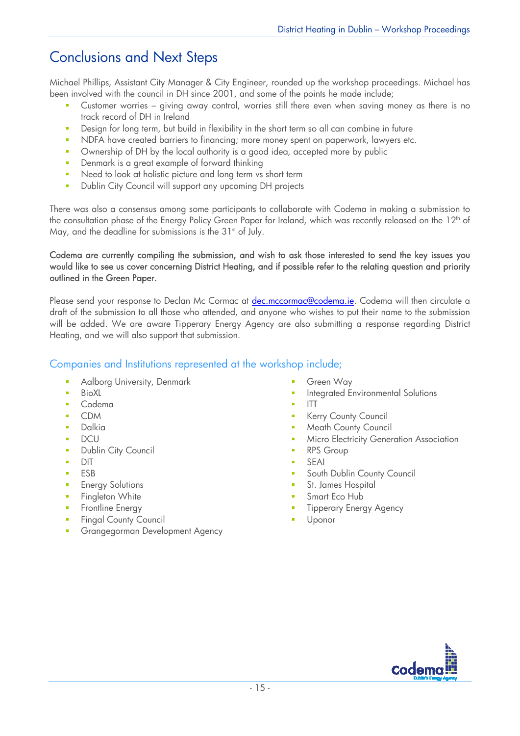# Conclusions and Next Steps

Michael Phillips, Assistant City Manager & City Engineer, rounded up the workshop proceedings. Michael has been involved with the council in DH since 2001, and some of the points he made include;

- Customer worries – giving away control, worries still there even when saving money as there is no track record of DH in Ireland
- Design for long term, but build in flexibility in the short term so all can combine in future
- NDFA have created barriers to financing; more money spent on paperwork, lawyers etc.
- Ownership of DH by the local authority is a good idea, accepted more by public
- Denmark is a great example of forward thinking
- Need to look at holistic picture and long term vs short term
- Dublin City Council will support any upcoming DH projects

There was also a consensus among some participants to collaborate with Codema in making a submission to the consultation phase of the Energy Policy Green Paper for Ireland, which was recently released on the 12th of May, and the deadline for submissions is the 31st of July.

**Codema are currently compiling the submission, and wish to ask those interested to send the key issues you would like to see us cover concerning District Heating, and if possible refer to the relating question and priority outlined in the Green Paper.**

Please send your response to Declan Mc Cormac at dec.mccormac@codema.ie. Codema will then circulate a draft of the submission to all those who attended, and anyone who wishes to put their name to the submission will be added. We are aware Tipperary Energy Agency are also submitting a response regarding District Heating, and we will also support that submission.

## Companies and Institutions represented at the workshop include;

- Aalborg University, Denmark
- BioXL
- Codema
- CDM
- Dalkia
- DCU
- Dublin City Council
- DIT
- ESB
- Energy Solutions
- Fingleton White
- Frontline Energy
- Fingal County Council
- Grangegorman Development Agency
- Green Way
- Integrated Environmental Solutions
- ITT
- Kerry County Council
- Meath County Council
- Micro Electricity Generation Association
- RPS Group
- SEAI
- South Dublin County Council
- St. James Hospital
- Smart Eco Hub
- Tipperary Energy Agency
- Uponor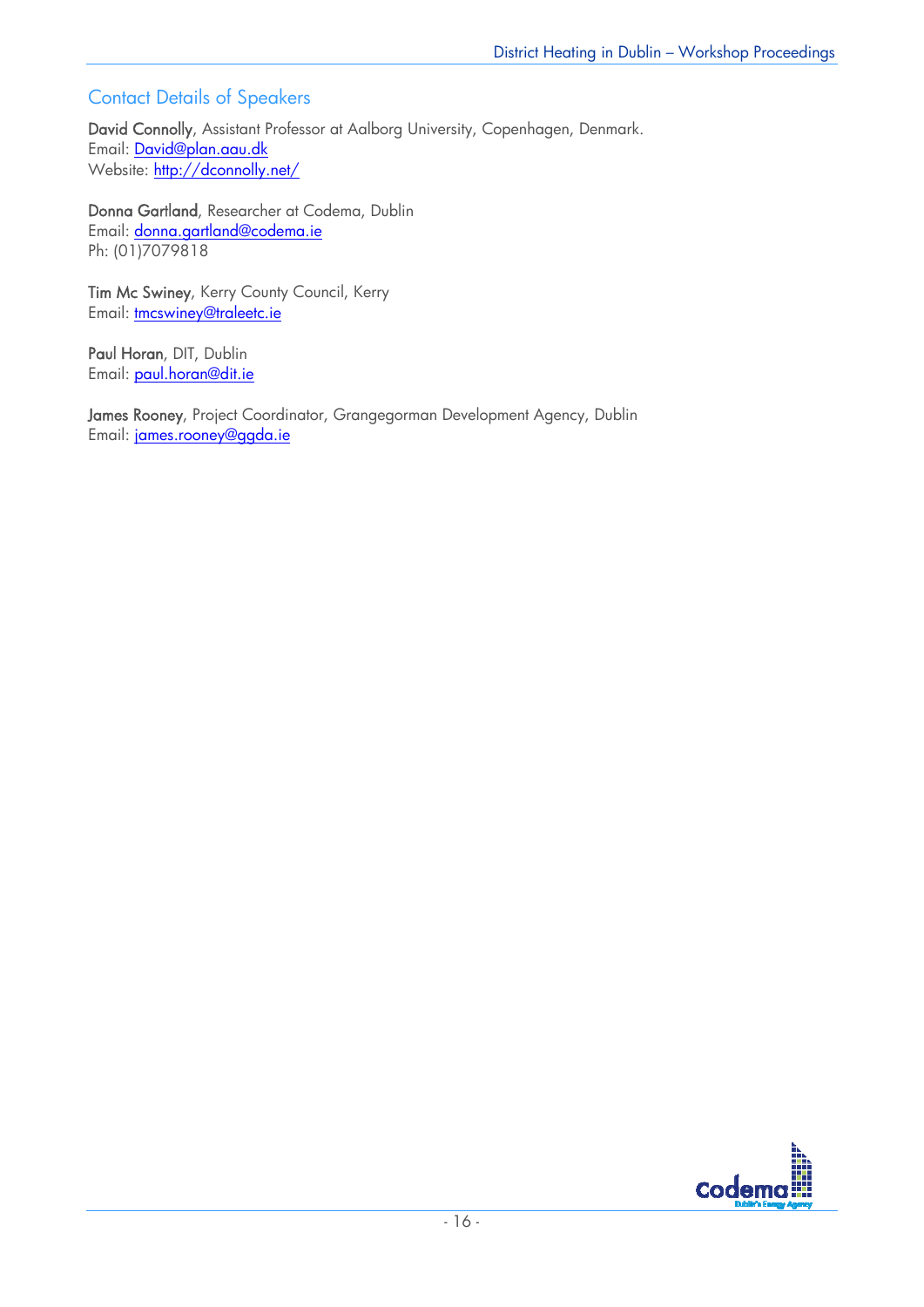## Contact Details of Speakers

**David Connolly**, Assistant Professor at Aalborg University, Copenhagen, Denmark.
Email: David@plan.aau.dk
Website: http://dconnolly.net/

**Donna Gartland**, Researcher at Codema, Dublin
Email: donna.gartland@codema.ie
Ph: (01)7079818

**Tim Mc Swiney**, Kerry County Council, Kerry
Email: tmcswiney@traleetc.ie

**Paul Horan**, DIT, Dublin
Email: paul.horan@dit.ie

**James Rooney**, Project Coordinator, Grangegorman Development Agency, Dublin
Email: james.rooney@ggda.ie